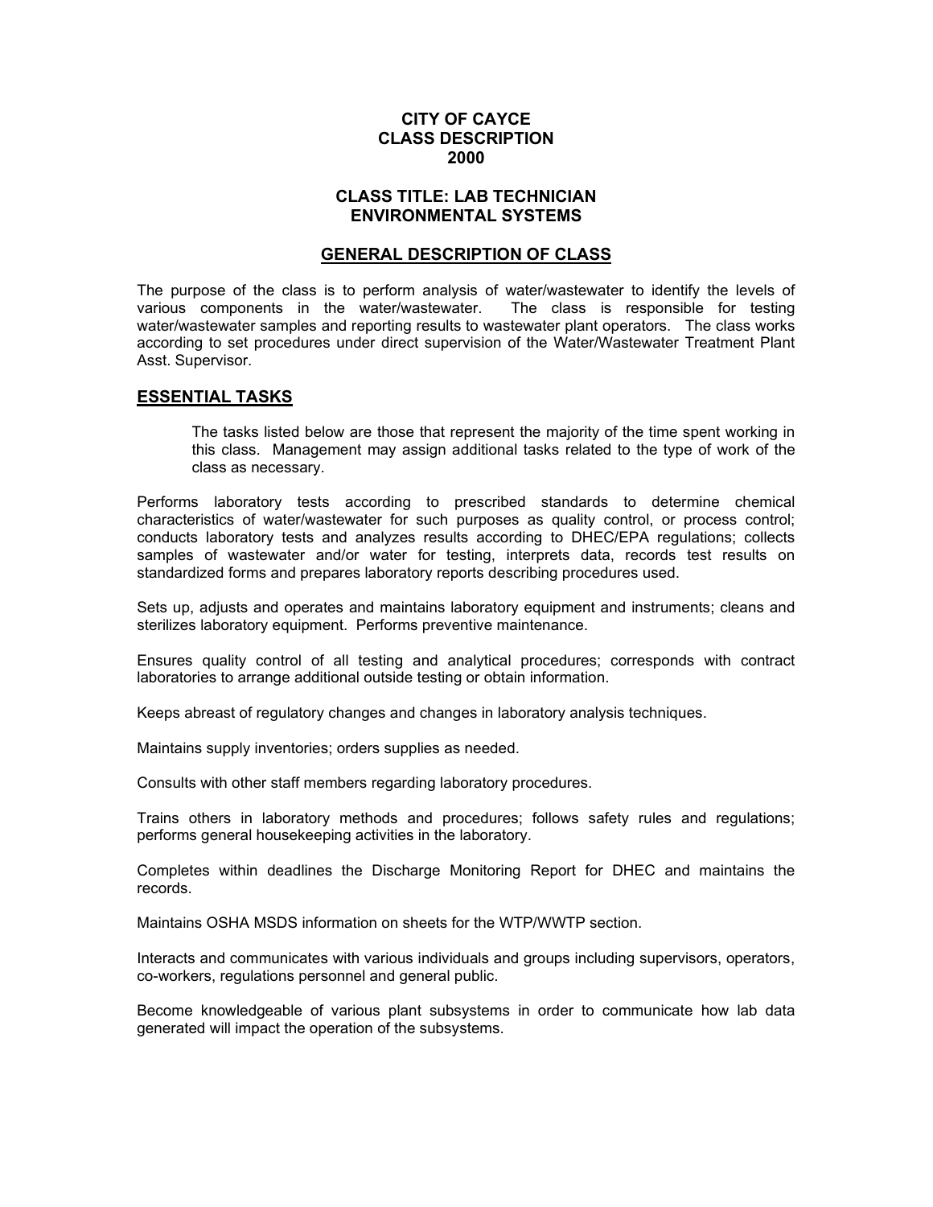# CITY OF CAYCE
# CLASS DESCRIPTION
# 2000

## CLASS TITLE: LAB TECHNICIAN ENVIRONMENTAL SYSTEMS

## GENERAL DESCRIPTION OF CLASS

The purpose of the class is to perform analysis of water/wastewater to identify the levels of various components in the water/wastewater. The class is responsible for testing water/wastewater samples and reporting results to wastewater plant operators. The class works according to set procedures under direct supervision of the Water/Wastewater Treatment Plant Asst. Supervisor.

## ESSENTIAL TASKS

The tasks listed below are those that represent the majority of the time spent working in this class. Management may assign additional tasks related to the type of work of the class as necessary.

Performs laboratory tests according to prescribed standards to determine chemical characteristics of water/wastewater for such purposes as quality control, or process control; conducts laboratory tests and analyzes results according to DHEC/EPA regulations; collects samples of wastewater and/or water for testing, interprets data, records test results on standardized forms and prepares laboratory reports describing procedures used.

Sets up, adjusts and operates and maintains laboratory equipment and instruments; cleans and sterilizes laboratory equipment. Performs preventive maintenance.

Ensures quality control of all testing and analytical procedures; corresponds with contract laboratories to arrange additional outside testing or obtain information.

Keeps abreast of regulatory changes and changes in laboratory analysis techniques.

Maintains supply inventories; orders supplies as needed.

Consults with other staff members regarding laboratory procedures.

Trains others in laboratory methods and procedures; follows safety rules and regulations; performs general housekeeping activities in the laboratory.

Completes within deadlines the Discharge Monitoring Report for DHEC and maintains the records.

Maintains OSHA MSDS information on sheets for the WTP/WWTP section.

Interacts and communicates with various individuals and groups including supervisors, operators, co-workers, regulations personnel and general public.

Become knowledgeable of various plant subsystems in order to communicate how lab data generated will impact the operation of the subsystems.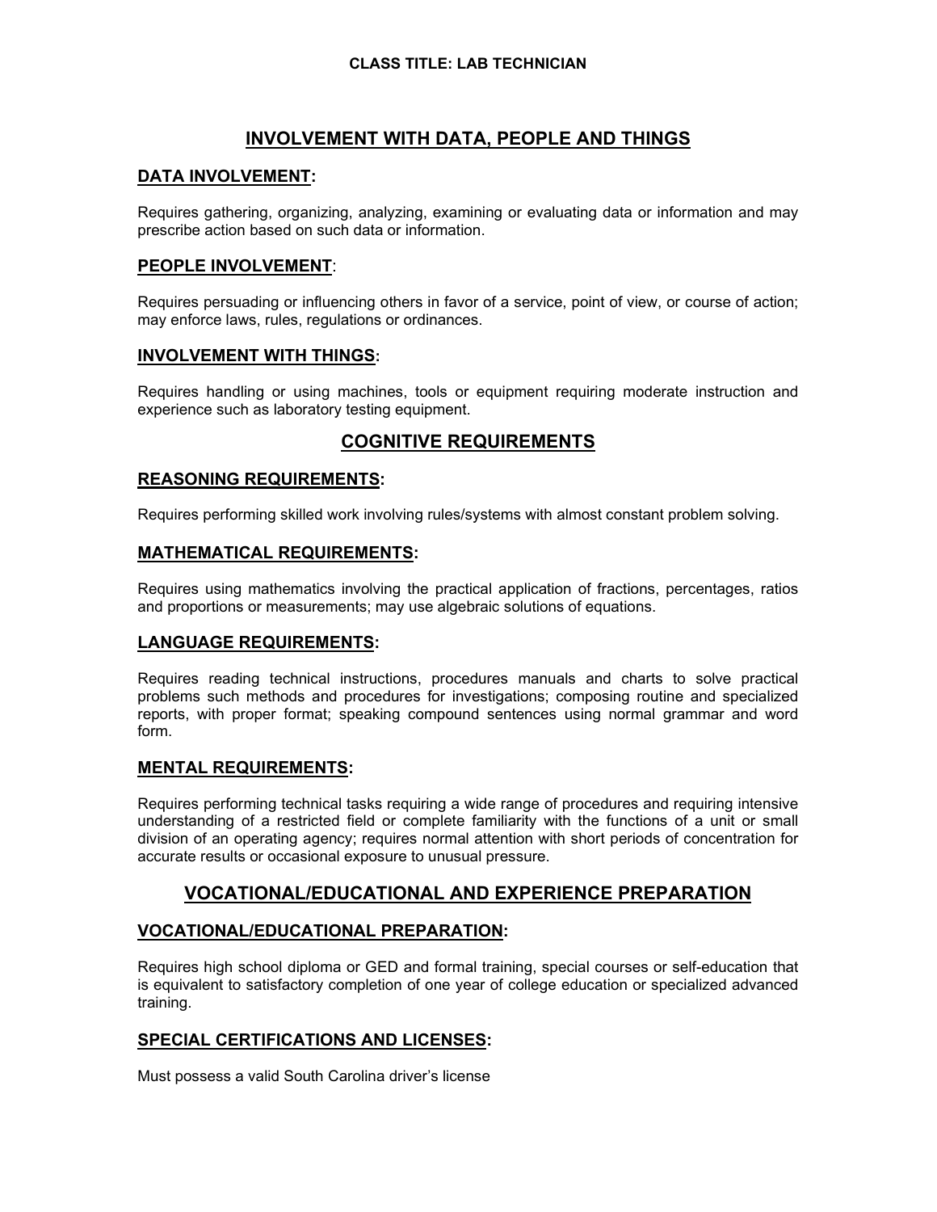**CLASS TITLE: LAB TECHNICIAN**

## INVOLVEMENT WITH DATA, PEOPLE AND THINGS

### DATA INVOLVEMENT:

Requires gathering, organizing, analyzing, examining or evaluating data or information and may prescribe action based on such data or information.

### PEOPLE INVOLVEMENT:

Requires persuading or influencing others in favor of a service, point of view, or course of action; may enforce laws, rules, regulations or ordinances.

### INVOLVEMENT WITH THINGS:

Requires handling or using machines, tools or equipment requiring moderate instruction and experience such as laboratory testing equipment.

## COGNITIVE REQUIREMENTS

### REASONING REQUIREMENTS:

Requires performing skilled work involving rules/systems with almost constant problem solving.

### MATHEMATICAL REQUIREMENTS:

Requires using mathematics involving the practical application of fractions, percentages, ratios and proportions or measurements; may use algebraic solutions of equations.

### LANGUAGE REQUIREMENTS:

Requires reading technical instructions, procedures manuals and charts to solve practical problems such methods and procedures for investigations; composing routine and specialized reports, with proper format; speaking compound sentences using normal grammar and word form.

### MENTAL REQUIREMENTS:

Requires performing technical tasks requiring a wide range of procedures and requiring intensive understanding of a restricted field or complete familiarity with the functions of a unit or small division of an operating agency; requires normal attention with short periods of concentration for accurate results or occasional exposure to unusual pressure.

## VOCATIONAL/EDUCATIONAL AND EXPERIENCE PREPARATION

### VOCATIONAL/EDUCATIONAL PREPARATION:

Requires high school diploma or GED and formal training, special courses or self-education that is equivalent to satisfactory completion of one year of college education or specialized advanced training.

### SPECIAL CERTIFICATIONS AND LICENSES:

Must possess a valid South Carolina driver's license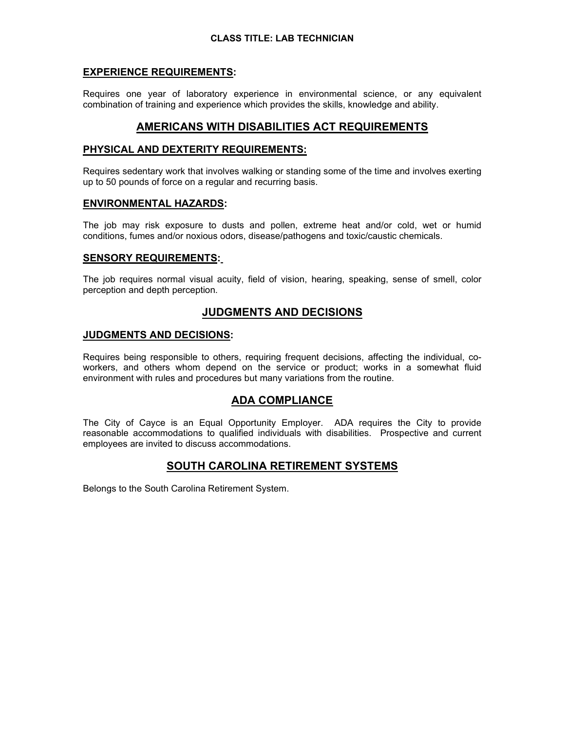**CLASS TITLE: LAB TECHNICIAN**

### EXPERIENCE REQUIREMENTS:

Requires one year of laboratory experience in environmental science, or any equivalent combination of training and experience which provides the skills, knowledge and ability.

## AMERICANS WITH DISABILITIES ACT REQUIREMENTS

### PHYSICAL AND DEXTERITY REQUIREMENTS:

Requires sedentary work that involves walking or standing some of the time and involves exerting up to 50 pounds of force on a regular and recurring basis.

### ENVIRONMENTAL HAZARDS:

The job may risk exposure to dusts and pollen, extreme heat and/or cold, wet or humid conditions, fumes and/or noxious odors, disease/pathogens and toxic/caustic chemicals.

### SENSORY REQUIREMENTS:

The job requires normal visual acuity, field of vision, hearing, speaking, sense of smell, color perception and depth perception.

## JUDGMENTS AND DECISIONS

### JUDGMENTS AND DECISIONS:

Requires being responsible to others, requiring frequent decisions, affecting the individual, co-workers, and others whom depend on the service or product; works in a somewhat fluid environment with rules and procedures but many variations from the routine.

## ADA COMPLIANCE

The City of Cayce is an Equal Opportunity Employer. ADA requires the City to provide reasonable accommodations to qualified individuals with disabilities. Prospective and current employees are invited to discuss accommodations.

## SOUTH CAROLINA RETIREMENT SYSTEMS

Belongs to the South Carolina Retirement System.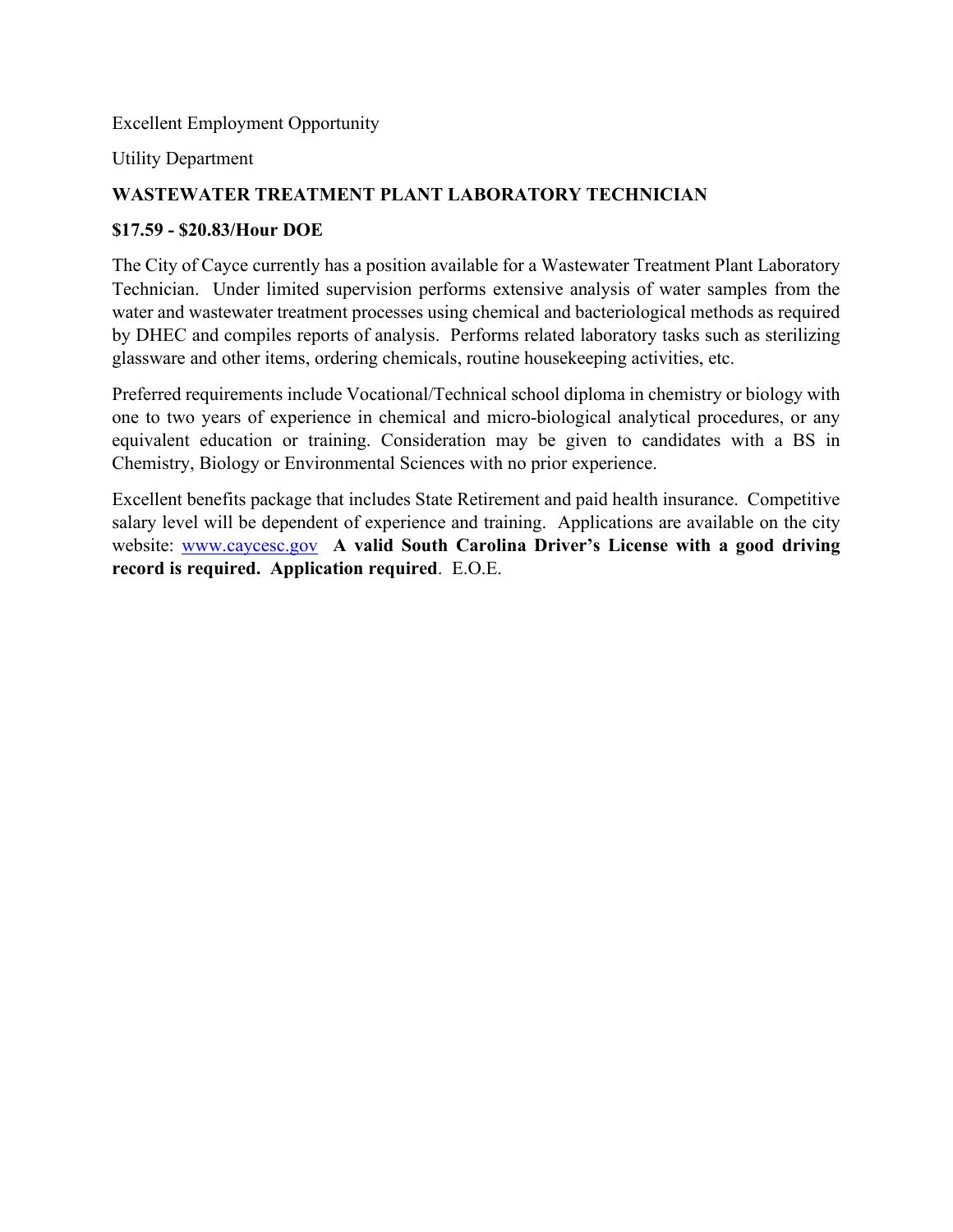Excellent Employment Opportunity

Utility Department

**WASTEWATER TREATMENT PLANT LABORATORY TECHNICIAN**

**$17.59 - $20.83/Hour DOE**

The City of Cayce currently has a position available for a Wastewater Treatment Plant Laboratory Technician. Under limited supervision performs extensive analysis of water samples from the water and wastewater treatment processes using chemical and bacteriological methods as required by DHEC and compiles reports of analysis. Performs related laboratory tasks such as sterilizing glassware and other items, ordering chemicals, routine housekeeping activities, etc.

Preferred requirements include Vocational/Technical school diploma in chemistry or biology with one to two years of experience in chemical and micro-biological analytical procedures, or any equivalent education or training. Consideration may be given to candidates with a BS in Chemistry, Biology or Environmental Sciences with no prior experience.

Excellent benefits package that includes State Retirement and paid health insurance. Competitive salary level will be dependent of experience and training. Applications are available on the city website: [www.caycesc.gov](http://www.caycesc.gov) **A valid South Carolina Driver's License with a good driving record is required. Application required**. E.O.E.